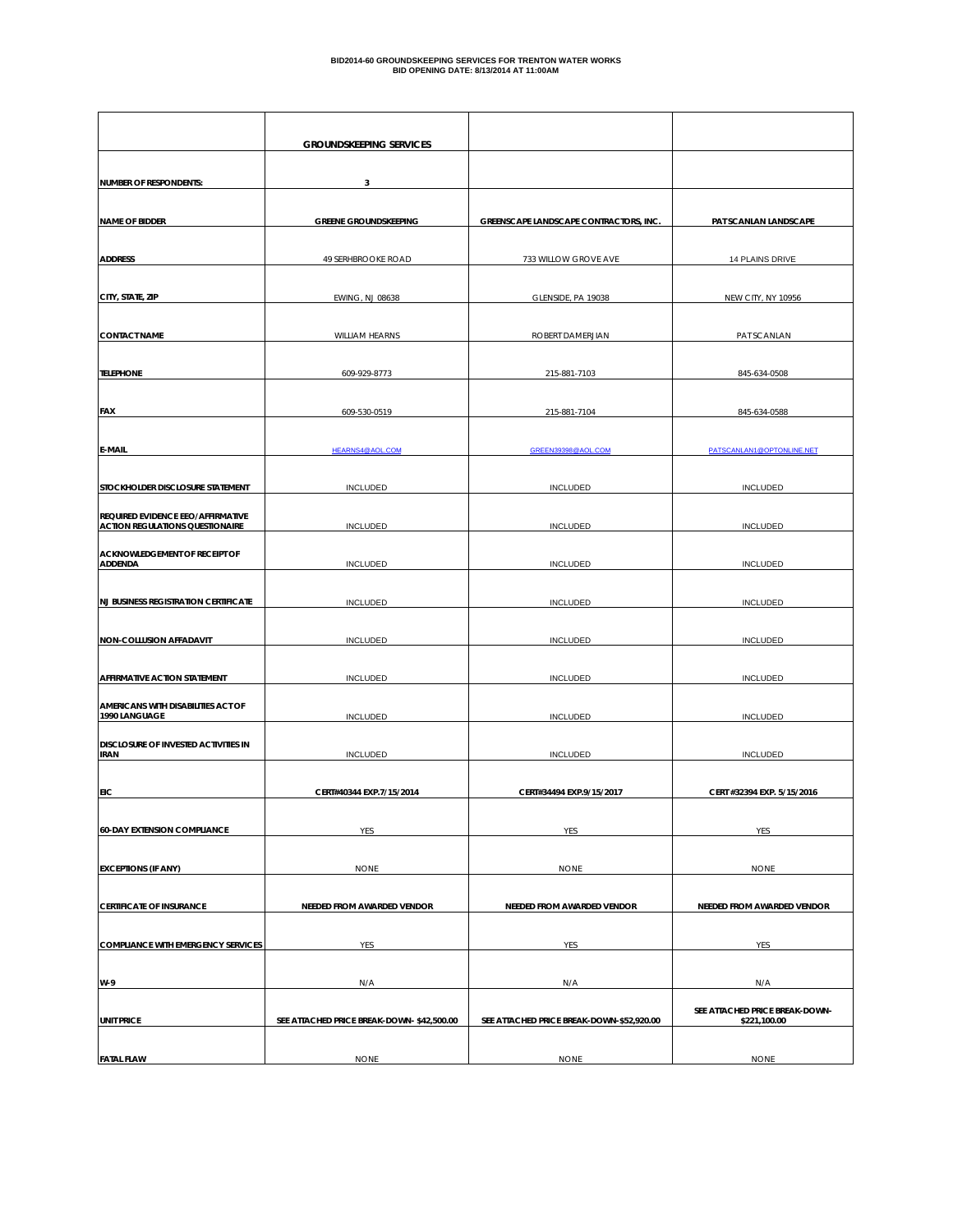# BID2014-60 GROUNDSKEEPING SERVICES FOR TRENTON WATER WORKS
## BID OPENING DATE: 8/13/2014 AT 11:00AM

| | GROUNDSKEEPING SERVICES | | |
|---|---|---|---|
| NUMBER OF RESPONDENTS: | 3 | | |
| NAME OF BIDDER | GREENE GROUNDSKEEPING | GREENSCAPE LANDSCAPE CONTRACTORS, INC. | PATSCANLAN LANDSCAPE |
| ADDRESS | 49 SERHBROOKE ROAD | 733 WILLOW GROVE AVE | 14 PLAINS DRIVE |
| CITY, STATE, ZIP | EWING, NJ 08638 | GLENSIDE, PA 19038 | NEW CITY, NY 10956 |
| CONTACT NAME | WILLIAM HEARNS | ROBERT DAMERJIAN | PAT SCANLAN |
| TELEPHONE | 609-929-8773 | 215-881-7103 | 845-634-0508 |
| FAX | 609-530-0519 | 215-881-7104 | 845-634-0588 |
| E-MAIL | HEARNS4@AOL.COM | GREEN39398@AOL.COM | PATSCANLAN1@OPTONLINE.NET |
| STOCKHOLDER DISCLOSURE STATEMENT | INCLUDED | INCLUDED | INCLUDED |
| REQUIRED EVIDENCE EEO/AFFIRMATIVE ACTION REGULATIONS QUESTIONAIRE | INCLUDED | INCLUDED | INCLUDED |
| ACKNOWLEDGEMENT OF RECEIPT OF ADDENDA | INCLUDED | INCLUDED | INCLUDED |
| NJ BUSINESS REGISTRATION CERTIFICATE | INCLUDED | INCLUDED | INCLUDED |
| NON-COLLUSION AFFADAVIT | INCLUDED | INCLUDED | INCLUDED |
| AFFIRMATIVE ACTION STATEMENT | INCLUDED | INCLUDED | INCLUDED |
| AMERICANS WITH DISABILITIES ACT OF 1990 LANGUAGE | INCLUDED | INCLUDED | INCLUDED |
| DISCLOSURE OF INVESTED ACTIVITIES IN IRAN | INCLUDED | INCLUDED | INCLUDED |
| EIC | CERT#40344 EXP.7/15/2014 | CERT#34494 EXP.9/15/2017 | CERT #32394 EXP. 5/15/2016 |
| 60-DAY EXTENSION COMPLIANCE | YES | YES | YES |
| EXCEPTIONS (IF ANY) | NONE | NONE | NONE |
| CERTIFICATE OF INSURANCE | NEEDED FROM AWARDED VENDOR | NEEDED FROM AWARDED VENDOR | NEEDED FROM AWARDED VENDOR |
| COMPLIANCE WITH EMERGENCY SERVICES | YES | YES | YES |
| W-9 | N/A | N/A | N/A |
| UNIT PRICE | SEE ATTACHED PRICE BREAK-DOWN- $42,500.00 | SEE ATTACHED PRICE BREAK-DOWN-$52,920.00 | SEE ATTACHED PRICE BREAK-DOWN- $221,100.00 |
| FATAL FLAW | NONE | NONE | NONE |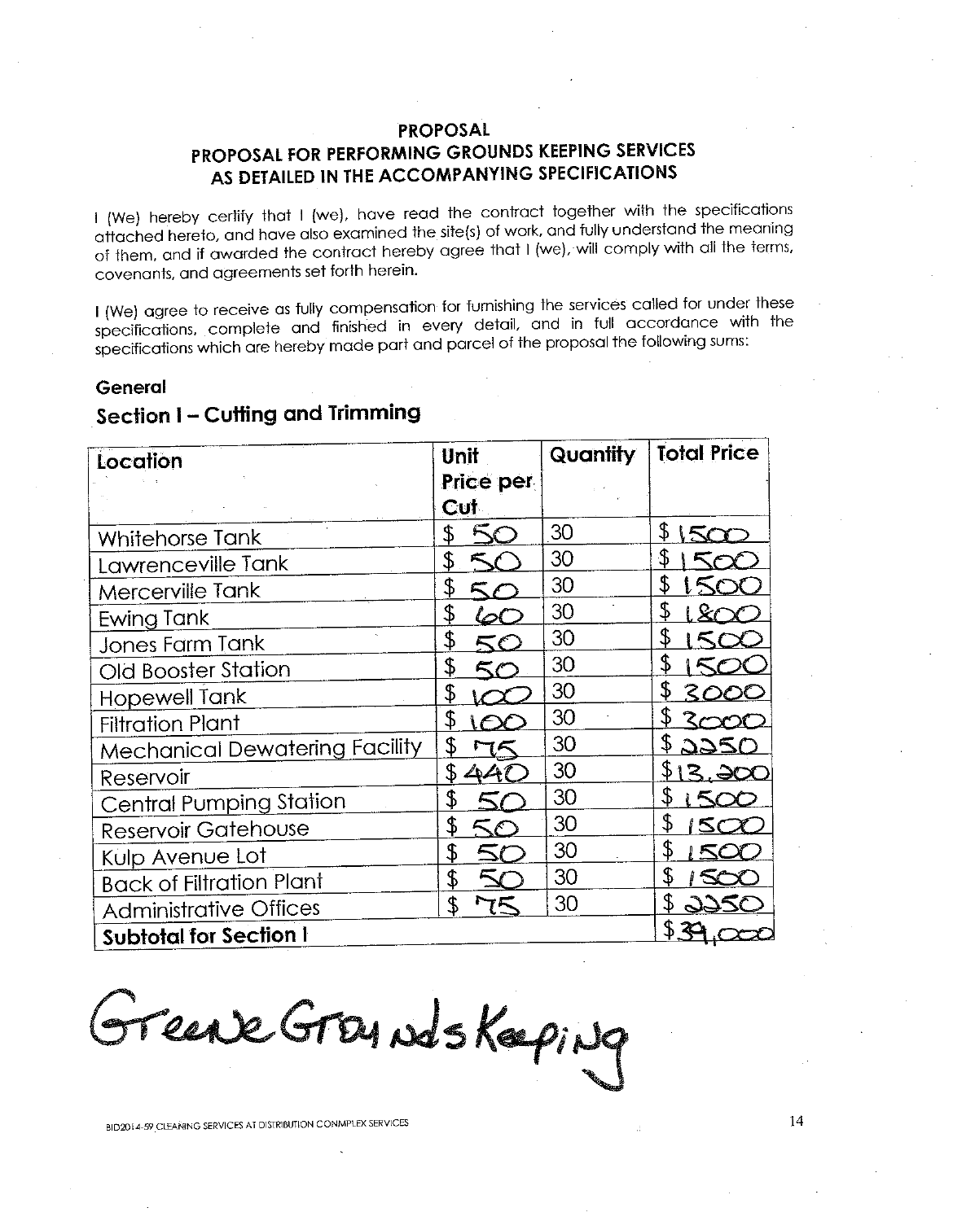## PROPOSAL

## PROPOSAL FOR PERFORMING GROUNDS KEEPING SERVICES AS DETAILED IN THE ACCOMPANYING SPECIFICATIONS

I (We) hereby certify that I (we), have read the contract together with the specifications attached hereto, and have also examined the site(s) of work, and fully understand the meaning of them, and if awarded the contract hereby agree that I (we), will comply with all the terms, covenants, and agreements set forth herein.

I (We) agree to receive as fully compensation for furnishing the services called for under these specifications, complete and finished in every detail, and in full accordance with the specifications which are hereby made part and parcel of the proposal the following sums:

### General

### Section I – Cutting and Trimming

| Location | Unit Price per Cut | Quantity | Total Price |
|---|---|---|---|
| Whitehorse Tank | $ 50 | 30 | $ 1500 |
| Lawrenceville Tank | $ 50 | 30 | $ 1500 |
| Mercerville Tank | $ 50 | 30 | $ 1500 |
| Ewing Tank | $ 60 | 30 | $ 1800 |
| Jones Farm Tank | $ 50 | 30 | $ 1500 |
| Old Booster Station | $ 50 | 30 | $ 1500 |
| Hopewell Tank | $ 100 | 30 | $ 3000 |
| Filtration Plant | $ 100 | 30 | $ 3000 |
| Mechanical Dewatering Facility | $ 75 | 30 | $ 2250 |
| Reservoir | $ 440 | 30 | $ 13,200 |
| Central Pumping Station | $ 50 | 30 | $ 1500 |
| Reservoir Gatehouse | $ 50 | 30 | $ 1500 |
| Kulp Avenue Lot | $ 50 | 30 | $ 1500 |
| Back of Filtration Plant | $ 50 | 30 | $ 1500 |
| Administrative Offices | $ 75 | 30 | $ 2250 |
| **Subtotal for Section I** | | | $ 39,000 |

Greene Grounds Keeping

BID2014-59 CLEANING SERVICES AT DISTRIBUTION CONMPLEX SERVICES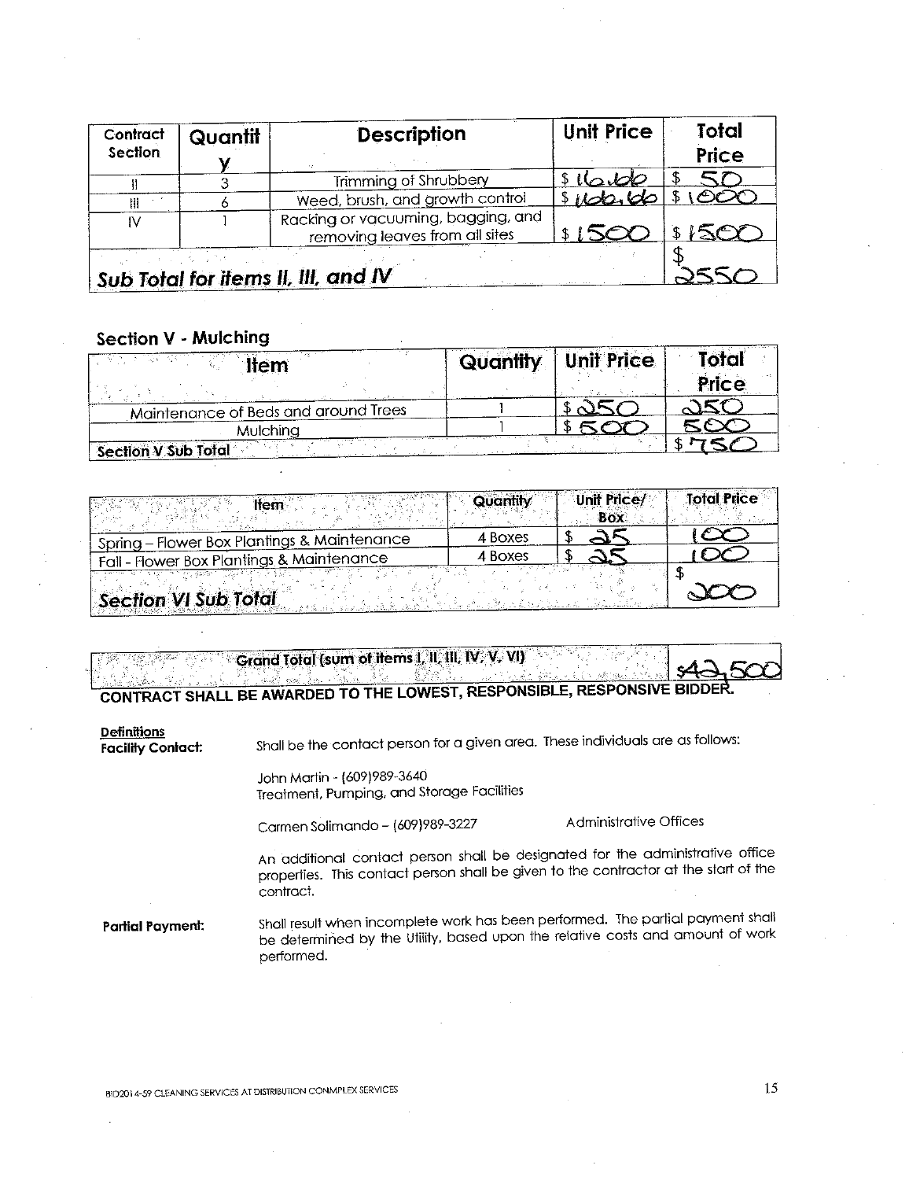| Contract Section | Quantity | Description | Unit Price | Total Price |
|---|---|---|---|---|
| II | 3 | Trimming of Shrubbery | $ 16.66 | $ 50 |
| III | 6 | Weed, brush, and growth control | $ 166.66 | $ 1000 |
| IV | 1 | Racking or vacuuming, bagging, and removing leaves from all sites | $ 1500 | $ 1500 |
| ***Sub Total for items II, III, and IV*** | | | | $ 2550 |

## Section V - Mulching

| Item | Quantity | Unit Price | Total Price |
|---|---|---|---|
| Maintenance of Beds and around Trees | 1 | $ 250 | 250 |
| Mulching | 1 | $ 500 | 500 |
| **Section V Sub Total** | | | $ 750 |

| Item | Quantity | Unit Price/ Box | Total Price |
|---|---|---|---|
| Spring – Flower Box Plantings & Maintenance | 4 Boxes | $ 25 | 100 |
| Fall - Flower Box Plantings & Maintenance | 4 Boxes | $ 25 | 100 |
| ***Section VI Sub Total*** | | | $ 200 |

| Grand Total (sum of items I, II, III, IV, V, VI) | $42,500 |
|---|---|

**CONTRACT SHALL BE AWARDED TO THE LOWEST, RESPONSIBLE, RESPONSIVE BIDDER.**

**Definitions**

**Facility Contact:** Shall be the contact person for a given area. These individuals are as follows:

John Martin - (609)989-3640
Treatment, Pumping, and Storage Facilities

Carmen Solimando – (609)989-3227 Administrative Offices

An additional contact person shall be designated for the administrative office properties. This contact person shall be given to the contractor at the start of the contract.

**Partial Payment:** Shall result when incomplete work has been performed. The partial payment shall be determined by the Utility, based upon the relative costs and amount of work performed.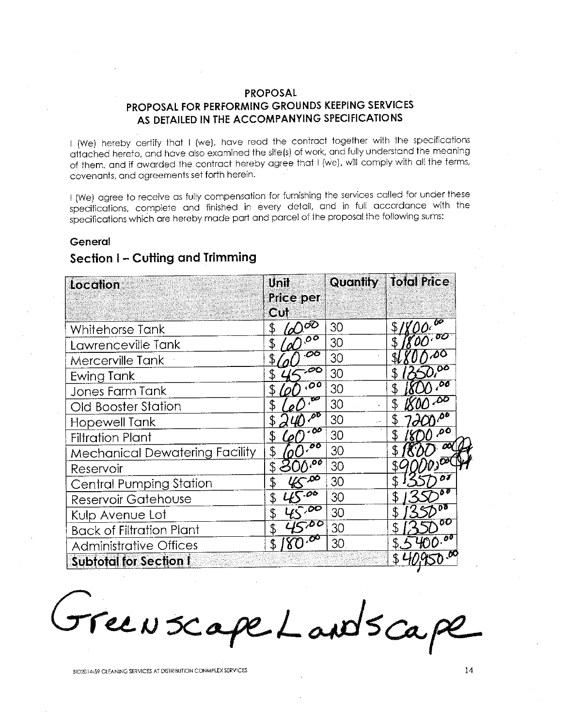# PROPOSAL

## PROPOSAL FOR PERFORMING GROUNDS KEEPING SERVICES AS DETAILED IN THE ACCOMPANYING SPECIFICATIONS

I (We) hereby certify that I (we), have read the contract together with the specifications attached hereto, and have also examined the site(s) of work, and fully understand the meaning of them, and if awarded the contract hereby agree that I (we), will comply with all the terms, covenants, and agreements set forth herein.

I (We) agree to receive as fully compensation for furnishing the services called for under these specifications, complete and finished in every detail, and in full accordance with the specifications which are hereby made part and parcel of the proposal the following sums:

**General**

## Section I – Cutting and Trimming

| Location | Unit Price per Cut | Quantity | Total Price |
|---|---|---|---|
| Whitehorse Tank | $ 60.00 | 30 | $1800.00 |
| Lawrenceville Tank | $ 60.00 | 30 | $ 1800.00 |
| Mercerville Tank | $ 60.00 | 30 | $1800.00 |
| Ewing Tank | $ 45.00 | 30 | $ 1350.00 |
| Jones Farm Tank | $ 60.00 | 30 | $ 1800.00 |
| Old Booster Station | $ 60.00 | 30 | $ 1800.00 |
| Hopewell Tank | $ 240.00 | 30 | $ 7200.00 |
| Filtration Plant | $ 60.00 | 30 | $ 1800.00 |
| Mechanical Dewatering Facility | $ 60.00 | 30 | $ 1800.00 |
| Reservoir | $ 300.00 | 30 | $9000.00 |
| Central Pumping Station | $ 45.00 | 30 | $ 1350.00 |
| Reservoir Gatehouse | $ 45.00 | 30 | $ 1350.00 |
| Kulp Avenue Lot | $ 45.00 | 30 | $ 1350.00 |
| Back of Filtration Plant | $ 45.00 | 30 | $ 1350.00 |
| Administrative Offices | $ 180.00 | 30 | $ 5400.00 |
| **Subtotal for Section I** | | | $ 40,950.00 |

Greenscape Landscape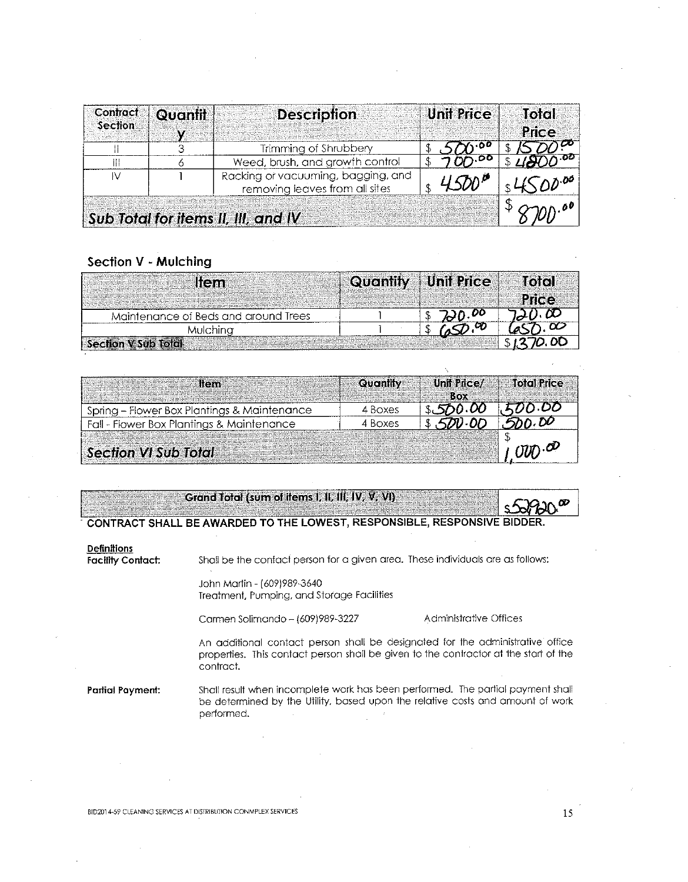| Contract Section | Quantity | Description | Unit Price | Total Price |
|---|---|---|---|---|
| II | 3 | Trimming of Shrubbery | $ 500.00 | $ 1500.00 |
| III | 6 | Weed, brush, and growth control | $ 700.00 | $ 4800.00 |
| IV | 1 | Racking or vacuuming, bagging, and removing leaves from all sites | $ 4500.00 | $ 4500.00 |
| ***Sub Total for items II, III, and IV*** | | | | $ 8700.00 |

## Section V - Mulching

| Item | Quantity | Unit Price | Total Price |
|---|---|---|---|
| Maintenance of Beds and around Trees | 1 | $ 720.00 | 720.00 |
| Mulching | 1 | $ 650.00 | 650.00 |
| **Section V Sub Total** | | | $ 1370.00 |

| Item | Quantity | Unit Price/ Box | Total Price |
|---|---|---|---|
| Spring – Flower Box Plantings & Maintenance | 4 Boxes | $ 500.00 | 500.00 |
| Fall - Flower Box Plantings & Maintenance | 4 Boxes | $ 500.00 | 500.00 |
| ***Section VI Sub Total*** | | | $ 1,000.00 |

| Grand Total (sum of items I, II, III, IV, V, VI) | $ 52920.00 |
|---|---|

**CONTRACT SHALL BE AWARDED TO THE LOWEST, RESPONSIBLE, RESPONSIVE BIDDER.**

**Definitions**

**Facility Contact:** Shall be the contact person for a given area. These individuals are as follows:

John Martin - (609)989-3640
Treatment, Pumping, and Storage Facilities

Carmen Solimando – (609)989-3227 Administrative Offices

An additional contact person shall be designated for the administrative office properties. This contact person shall be given to the contractor at the start of the contract.

**Partial Payment:** Shall result when incomplete work has been performed. The partial payment shall be determined by the Utility, based upon the relative costs and amount of work performed.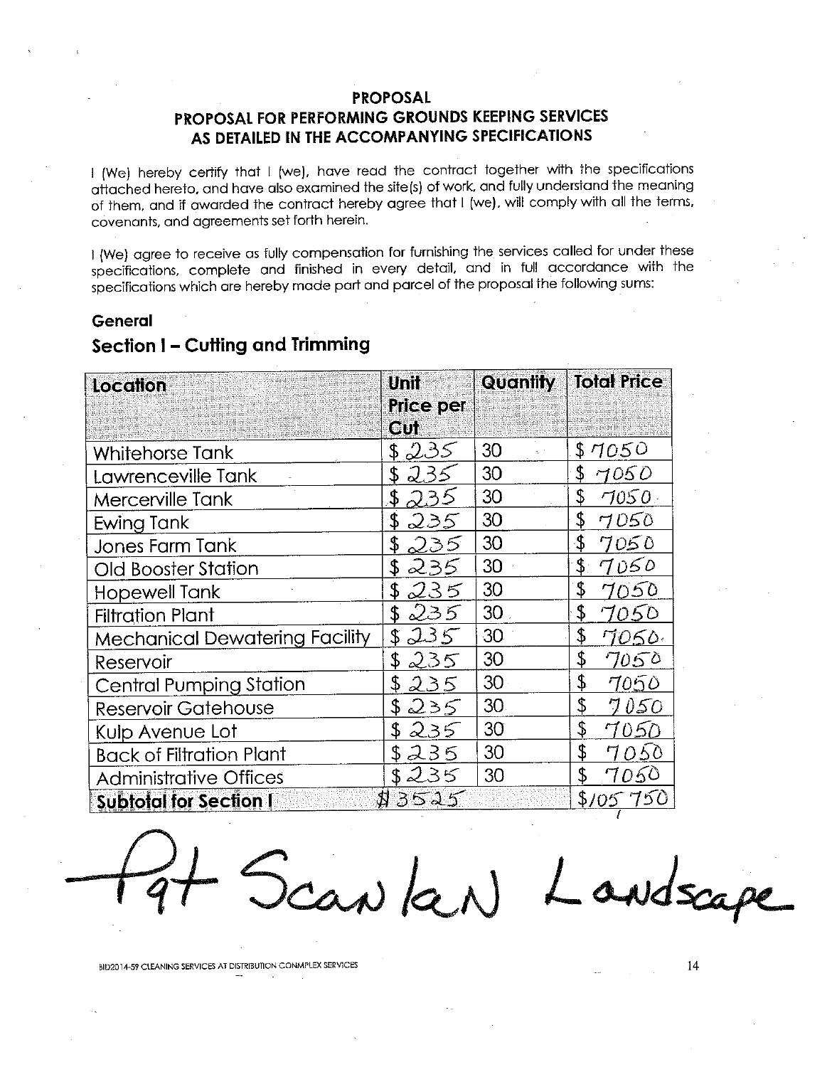## PROPOSAL
## PROPOSAL FOR PERFORMING GROUNDS KEEPING SERVICES AS DETAILED IN THE ACCOMPANYING SPECIFICATIONS

I (We) hereby certify that I (we), have read the contract together with the specifications attached hereto, and have also examined the site(s) of work, and fully understand the meaning of them, and if awarded the contract hereby agree that I (we), will comply with all the terms, covenants, and agreements set forth herein.

I (We) agree to receive as fully compensation for furnishing the services called for under these specifications, complete and finished in every detail, and in full accordance with the specifications which are hereby made part and parcel of the proposal the following sums:

**General**

### Section I – Cutting and Trimming

| Location | Unit Price per Cut | Quantity | Total Price |
|---|---|---|---|
| Whitehorse Tank | $ 235 | 30 | $ 7050 |
| Lawrenceville Tank | $ 235 | 30 | $ 7050 |
| Mercerville Tank | $ 235 | 30 | $ 7050 |
| Ewing Tank | $ 235 | 30 | $ 7050 |
| Jones Farm Tank | $ 235 | 30 | $ 7050 |
| Old Booster Station | $ 235 | 30 | $ 7050 |
| Hopewell Tank | $ 235 | 30 | $ 7050 |
| Filtration Plant | $ 235 | 30 | $ 7050 |
| Mechanical Dewatering Facility | $ 235 | 30 | $ 7050 |
| Reservoir | $ 235 | 30 | $ 7050 |
| Central Pumping Station | $ 235 | 30 | $ 7050 |
| Reservoir Gatehouse | $ 235 | 30 | $ 7050 |
| Kulp Avenue Lot | $ 235 | 30 | $ 7050 |
| Back of Filtration Plant | $ 235 | 30 | $ 7050 |
| Administrative Offices | $ 235 | 30 | $ 7050 |
| **Subtotal for Section I** | $ 3525 | | $ 105,750 |

Pat Scanlan Landscape

BID2014-59 CLEANING SERVICES AT DISTRIBUTION CONMPLEX SERVICES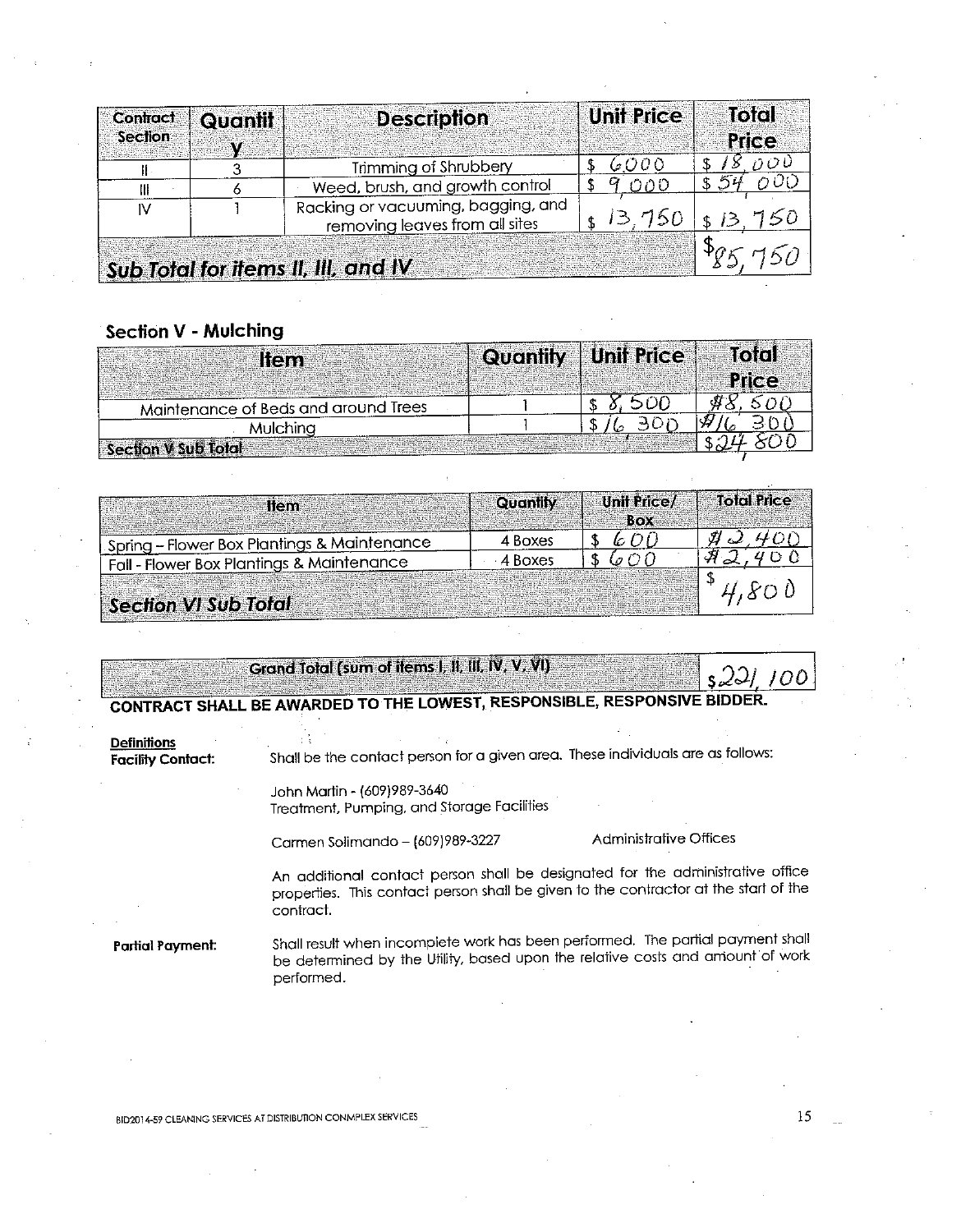| Contract Section | Quantity | Description | Unit Price | Total Price |
|---|---|---|---|---|
| II | 3 | Trimming of Shrubbery | $ 6,000 | $ 18,000 |
| III | 6 | Weed, brush, and growth control | $ 9,000 | $ 54,000 |
| IV | 1 | Racking or vacuuming, bagging, and removing leaves from all sites | $ 13,750 | $ 13,750 |
| ***Sub Total for items II, III, and IV*** | | | | $ 85,750 |

## Section V - Mulching

| Item | Quantity | Unit Price | Total Price |
|---|---|---|---|
| Maintenance of Beds and around Trees | 1 | $ 8,500 | $8,500 |
| Mulching | 1 | $ 16,300 | $16,300 |
| **Section V Sub Total** | | | $24,800 |

| Item | Quantity | Unit Price/ Box | Total Price |
|---|---|---|---|
| Spring – Flower Box Plantings & Maintenance | 4 Boxes | $ 600 | $2,400 |
| Fall - Flower Box Plantings & Maintenance | 4 Boxes | $ 600 | $2,400 |
| ***Section VI Sub Total*** | | | $ 4,800 |

| Grand Total (sum of items I, II, III, IV, V, VI) | $221,100 |
|---|---|

**CONTRACT SHALL BE AWARDED TO THE LOWEST, RESPONSIBLE, RESPONSIVE BIDDER.**

**Definitions**

**Facility Contact:** Shall be the contact person for a given area. These individuals are as follows:

John Martin - (609)989-3640
Treatment, Pumping, and Storage Facilities

Carmen Solimando – (609)989-3227 Administrative Offices

An additional contact person shall be designated for the administrative office properties. This contact person shall be given to the contractor at the start of the contract.

**Partial Payment:** Shall result when incomplete work has been performed. The partial payment shall be determined by the Utility, based upon the relative costs and amount of work performed.